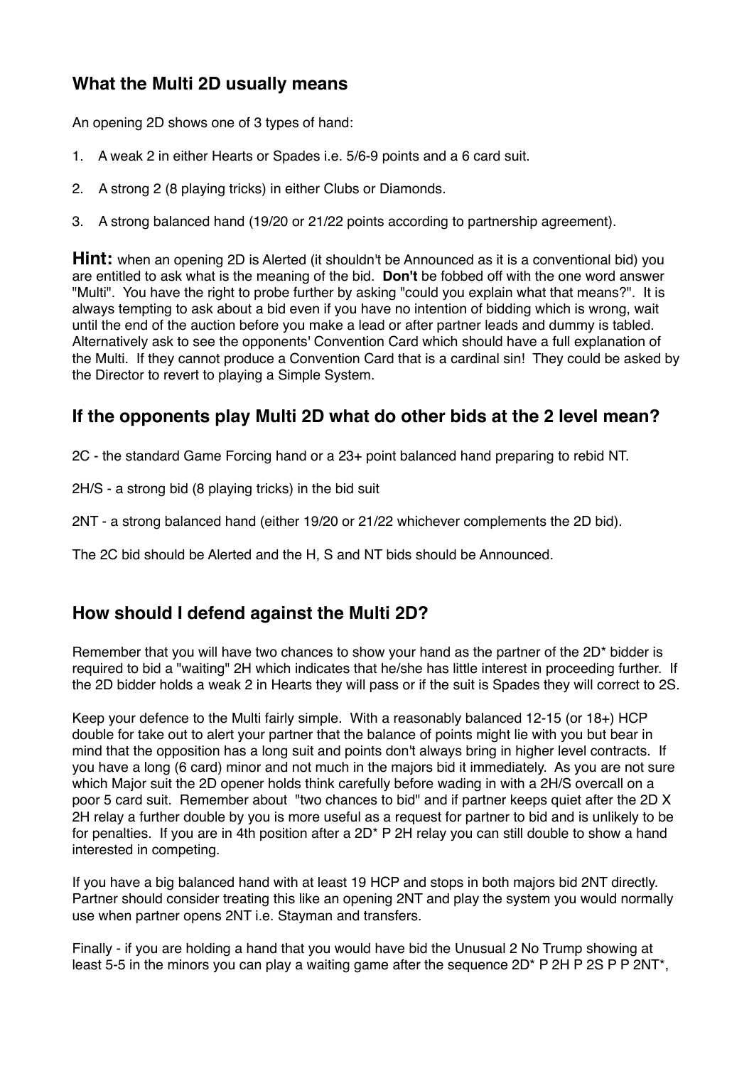## What the Multi 2D usually means

An opening 2D shows one of 3 types of hand:

1. A weak 2 in either Hearts or Spades i.e. 5/6-9 points and a 6 card suit.
2. A strong 2 (8 playing tricks) in either Clubs or Diamonds.
3. A strong balanced hand (19/20 or 21/22 points according to partnership agreement).

**Hint:** when an opening 2D is Alerted (it shouldn't be Announced as it is a conventional bid) you are entitled to ask what is the meaning of the bid. **Don't** be fobbed off with the one word answer "Multi". You have the right to probe further by asking "could you explain what that means?". It is always tempting to ask about a bid even if you have no intention of bidding which is wrong, wait until the end of the auction before you make a lead or after partner leads and dummy is tabled. Alternatively ask to see the opponents' Convention Card which should have a full explanation of the Multi. If they cannot produce a Convention Card that is a cardinal sin! They could be asked by the Director to revert to playing a Simple System.

## If the opponents play Multi 2D what do other bids at the 2 level mean?

2C - the standard Game Forcing hand or a 23+ point balanced hand preparing to rebid NT.

2H/S - a strong bid (8 playing tricks) in the bid suit

2NT - a strong balanced hand (either 19/20 or 21/22 whichever complements the 2D bid).

The 2C bid should be Alerted and the H, S and NT bids should be Announced.

## How should I defend against the Multi 2D?

Remember that you will have two chances to show your hand as the partner of the 2D* bidder is required to bid a "waiting" 2H which indicates that he/she has little interest in proceeding further. If the 2D bidder holds a weak 2 in Hearts they will pass or if the suit is Spades they will correct to 2S.

Keep your defence to the Multi fairly simple. With a reasonably balanced 12-15 (or 18+) HCP double for take out to alert your partner that the balance of points might lie with you but bear in mind that the opposition has a long suit and points don't always bring in higher level contracts. If you have a long (6 card) minor and not much in the majors bid it immediately. As you are not sure which Major suit the 2D opener holds think carefully before wading in with a 2H/S overcall on a poor 5 card suit. Remember about "two chances to bid" and if partner keeps quiet after the 2D X 2H relay a further double by you is more useful as a request for partner to bid and is unlikely to be for penalties. If you are in 4th position after a 2D* P 2H relay you can still double to show a hand interested in competing.

If you have a big balanced hand with at least 19 HCP and stops in both majors bid 2NT directly. Partner should consider treating this like an opening 2NT and play the system you would normally use when partner opens 2NT i.e. Stayman and transfers.

Finally - if you are holding a hand that you would have bid the Unusual 2 No Trump showing at least 5-5 in the minors you can play a waiting game after the sequence 2D* P 2H P 2S P P 2NT*,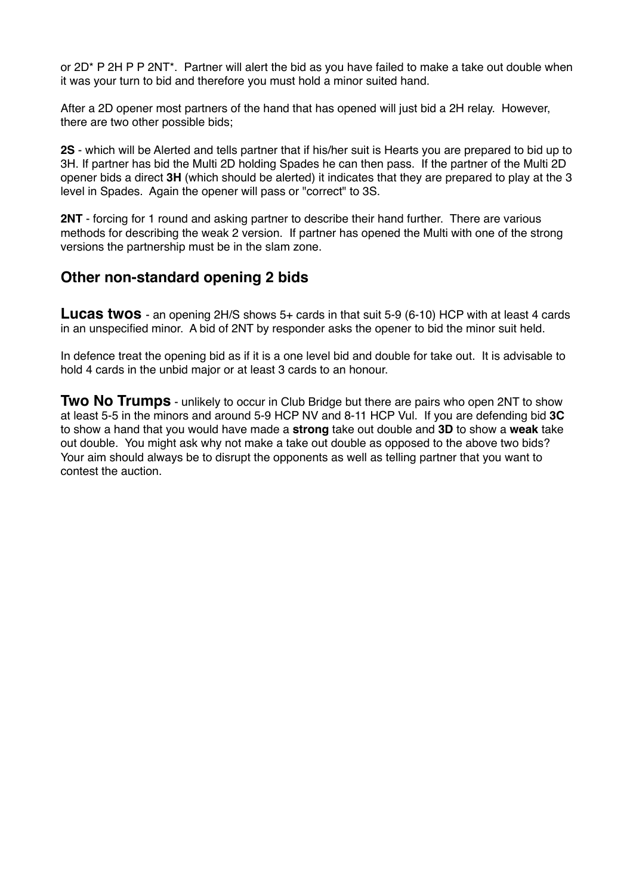or 2D* P 2H P P 2NT*. Partner will alert the bid as you have failed to make a take out double when it was your turn to bid and therefore you must hold a minor suited hand.

After a 2D opener most partners of the hand that has opened will just bid a 2H relay. However, there are two other possible bids;

**2S** - which will be Alerted and tells partner that if his/her suit is Hearts you are prepared to bid up to 3H. If partner has bid the Multi 2D holding Spades he can then pass. If the partner of the Multi 2D opener bids a direct **3H** (which should be alerted) it indicates that they are prepared to play at the 3 level in Spades. Again the opener will pass or "correct" to 3S.

**2NT** - forcing for 1 round and asking partner to describe their hand further. There are various methods for describing the weak 2 version. If partner has opened the Multi with one of the strong versions the partnership must be in the slam zone.

## Other non-standard opening 2 bids

**Lucas twos** - an opening 2H/S shows 5+ cards in that suit 5-9 (6-10) HCP with at least 4 cards in an unspecified minor. A bid of 2NT by responder asks the opener to bid the minor suit held.

In defence treat the opening bid as if it is a one level bid and double for take out. It is advisable to hold 4 cards in the unbid major or at least 3 cards to an honour.

**Two No Trumps** - unlikely to occur in Club Bridge but there are pairs who open 2NT to show at least 5-5 in the minors and around 5-9 HCP NV and 8-11 HCP Vul. If you are defending bid **3C** to show a hand that you would have made a **strong** take out double and **3D** to show a **weak** take out double. You might ask why not make a take out double as opposed to the above two bids? Your aim should always be to disrupt the opponents as well as telling partner that you want to contest the auction.